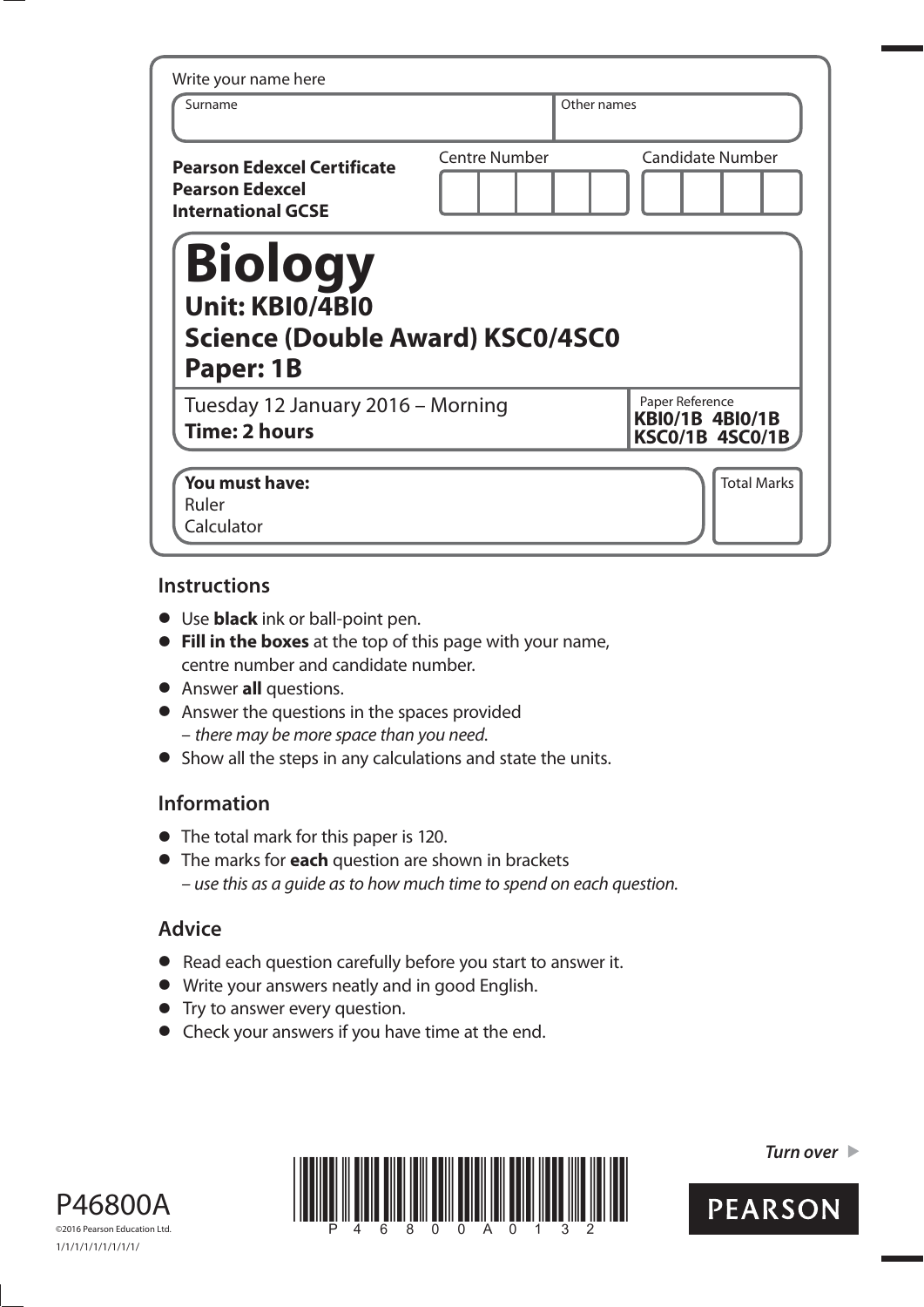Write your name here

| Surname | Other names |
|---|---|
| | |

**Pearson Edexcel Certificate**
**Pearson Edexcel International GCSE**

| Centre Number | Candidate Number |
|---|---|
| | |

# Biology

## Unit: KBI0/4BI0

## Science (Double Award) KSC0/4SC0

## Paper: 1B

Tuesday 12 January 2016 – Morning
**Time: 2 hours**

Paper Reference
**KBI0/1B 4BI0/1B**
**KSC0/1B 4SC0/1B**

**You must have:**
Ruler
Calculator

Total Marks

## Instructions

- Use **black** ink or ball-point pen.
- **Fill in the boxes** at the top of this page with your name, centre number and candidate number.
- Answer **all** questions.
- Answer the questions in the spaces provided – *there may be more space than you need.*
- Show all the steps in any calculations and state the units.

## Information

- The total mark for this paper is 120.
- The marks for **each** question are shown in brackets – *use this as a guide as to how much time to spend on each question.*

## Advice

- Read each question carefully before you start to answer it.
- Write your answers neatly and in good English.
- Try to answer every question.
- Check your answers if you have time at the end.

P46800A

©2016 Pearson Education Ltd.

1/1/1/1/1/1/1/1/1/

*Turn over* ▶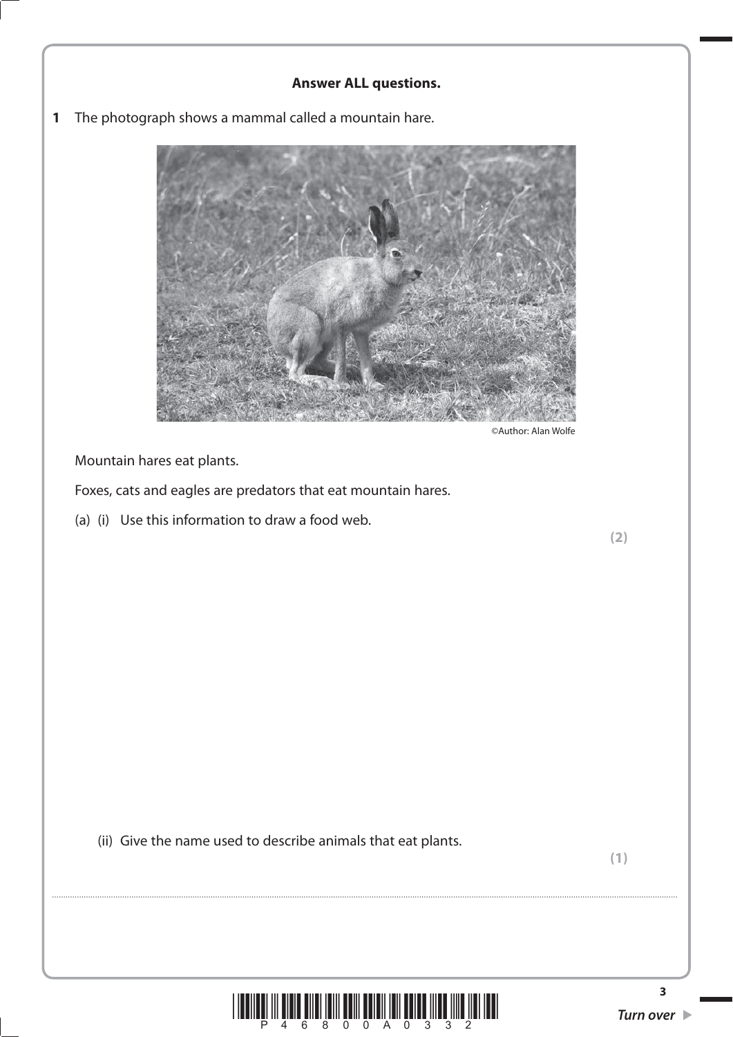**Answer ALL questions.**

**1** The photograph shows a mammal called a mountain hare.

©Author: Alan Wolfe

Mountain hares eat plants.

Foxes, cats and eagles are predators that eat mountain hares.

(a) (i) Use this information to draw a food web.

**(2)**

(ii) Give the name used to describe animals that eat plants.

**(1)**

..........................................................................................................................................................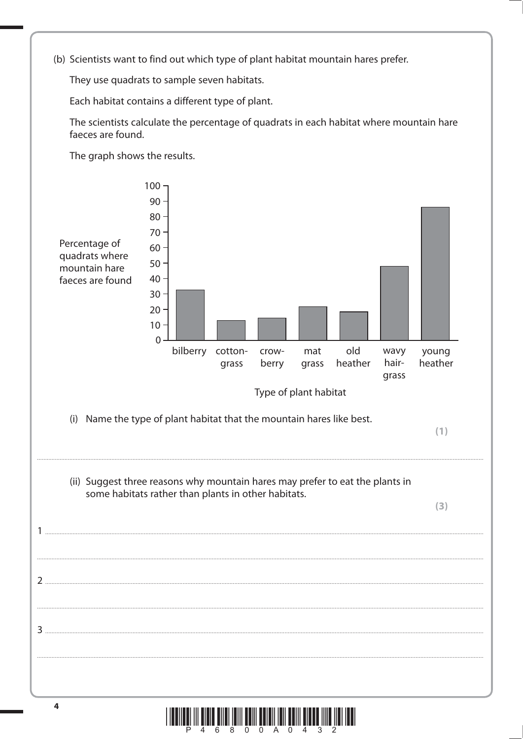(b) Scientists want to find out which type of plant habitat mountain hares prefer.

They use quadrats to sample seven habitats.

Each habitat contains a different type of plant.

The scientists calculate the percentage of quadrats in each habitat where mountain hare faeces are found.

The graph shows the results.

| Type of plant habitat | Percentage of quadrats where mountain hare faeces are found |
|---|---|
| bilberry | 33 |
| cotton-grass | 13 |
| crow-berry | 15 |
| mat grass | 22 |
| old heather | 19 |
| wavy hair-grass | 48 |
| young heather | 86 |

(i) Name the type of plant habitat that the mountain hares like best.

**(1)**

.......................................................................................................................................................................................

(ii) Suggest three reasons why mountain hares may prefer to eat the plants in some habitats rather than plants in other habitats.

**(3)**

1 .......................................................................................................................................................................................

.......................................................................................................................................................................................

2 .......................................................................................................................................................................................

.......................................................................................................................................................................................

3 .......................................................................................................................................................................................

.......................................................................................................................................................................................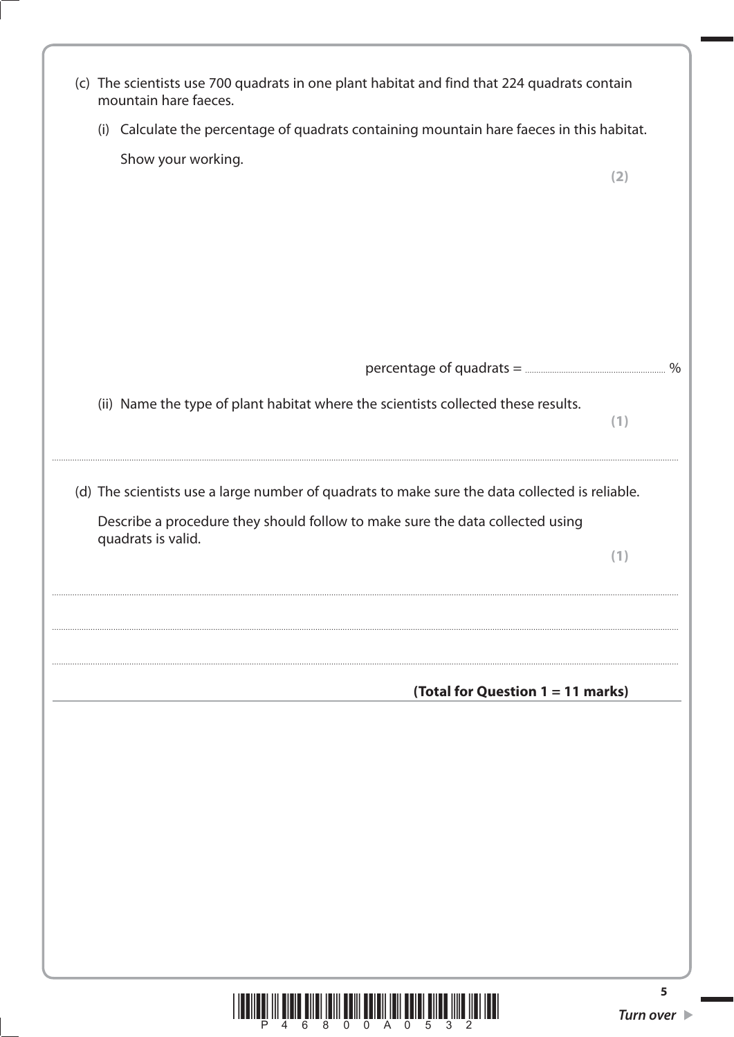(c) The scientists use 700 quadrats in one plant habitat and find that 224 quadrats contain mountain hare faeces.

(i) Calculate the percentage of quadrats containing mountain hare faeces in this habitat.

Show your working.

**(2)**

percentage of quadrats = .............................................. %

(ii) Name the type of plant habitat where the scientists collected these results.

**(1)**

..............................................................................................................................................................................

(d) The scientists use a large number of quadrats to make sure the data collected is reliable.

Describe a procedure they should follow to make sure the data collected using quadrats is valid.

**(1)**

..............................................................................................................................................................................

..............................................................................................................................................................................

..............................................................................................................................................................................

**(Total for Question 1 = 11 marks)**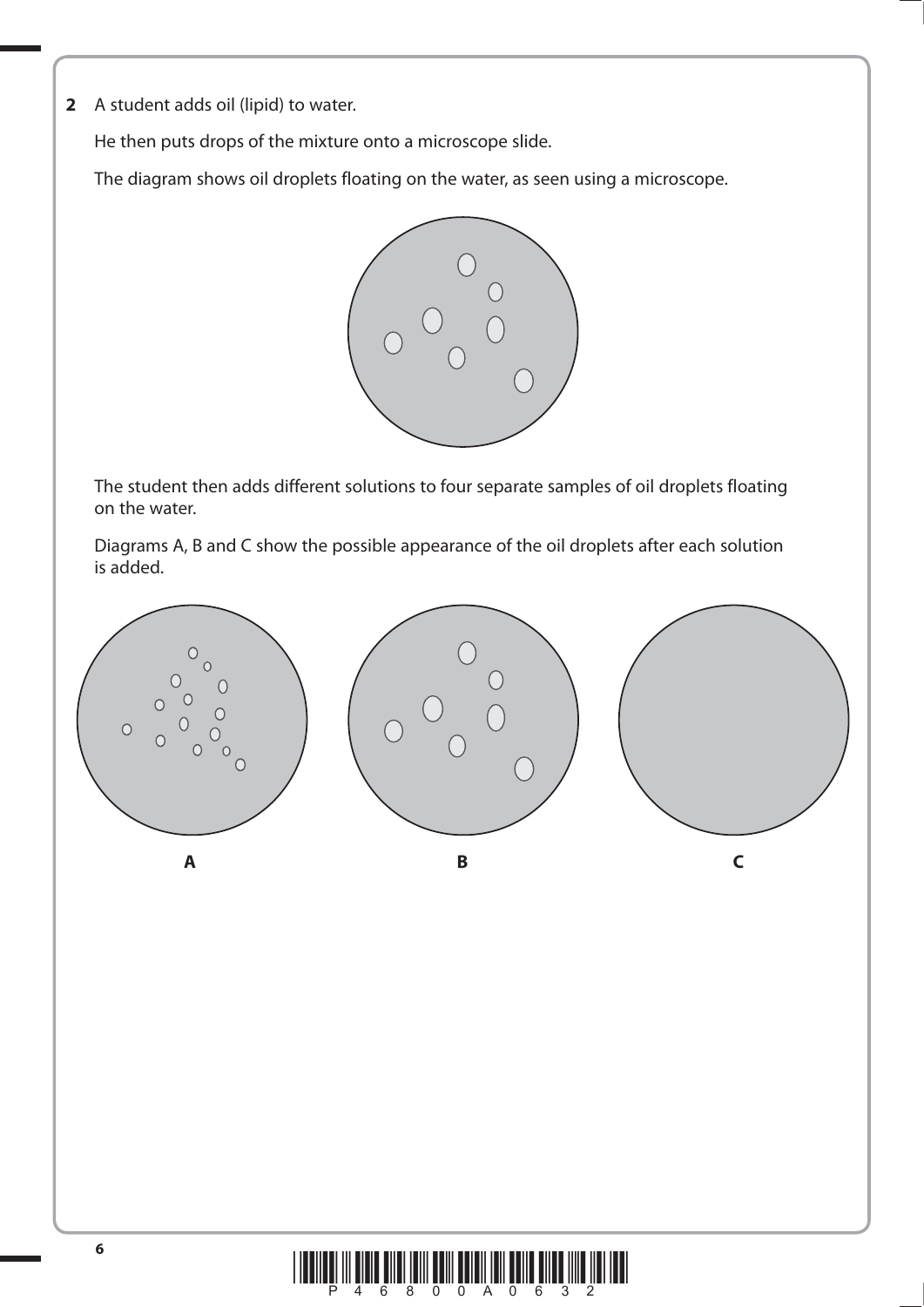**2** A student adds oil (lipid) to water.

He then puts drops of the mixture onto a microscope slide.

The diagram shows oil droplets floating on the water, as seen using a microscope.

The student then adds different solutions to four separate samples of oil droplets floating on the water.

Diagrams A, B and C show the possible appearance of the oil droplets after each solution is added.

A B C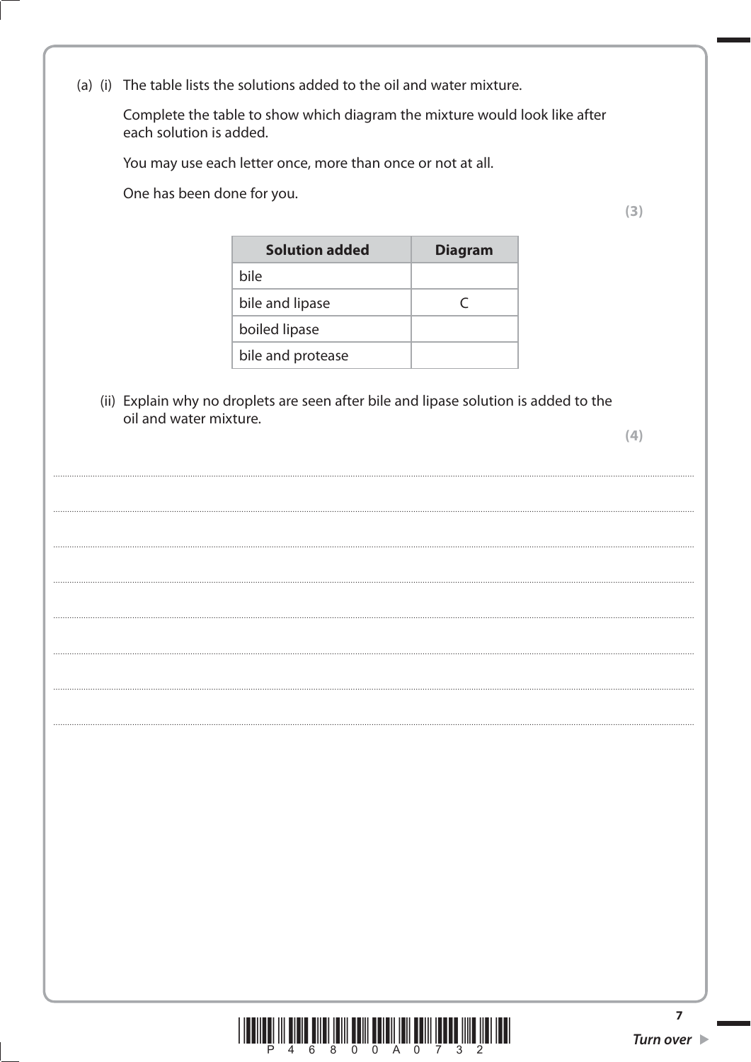(a) (i) The table lists the solutions added to the oil and water mixture.

Complete the table to show which diagram the mixture would look like after each solution is added.

You may use each letter once, more than once or not at all.

One has been done for you.

**(3)**

| Solution added | Diagram |
|---|---|
| bile | |
| bile and lipase | C |
| boiled lipase | |
| bile and protease | |

(ii) Explain why no droplets are seen after bile and lipase solution is added to the oil and water mixture.

**(4)**

..............................................................................................................................................

..............................................................................................................................................

..............................................................................................................................................

..............................................................................................................................................

..............................................................................................................................................

..............................................................................................................................................

..............................................................................................................................................

..............................................................................................................................................

*Turn over*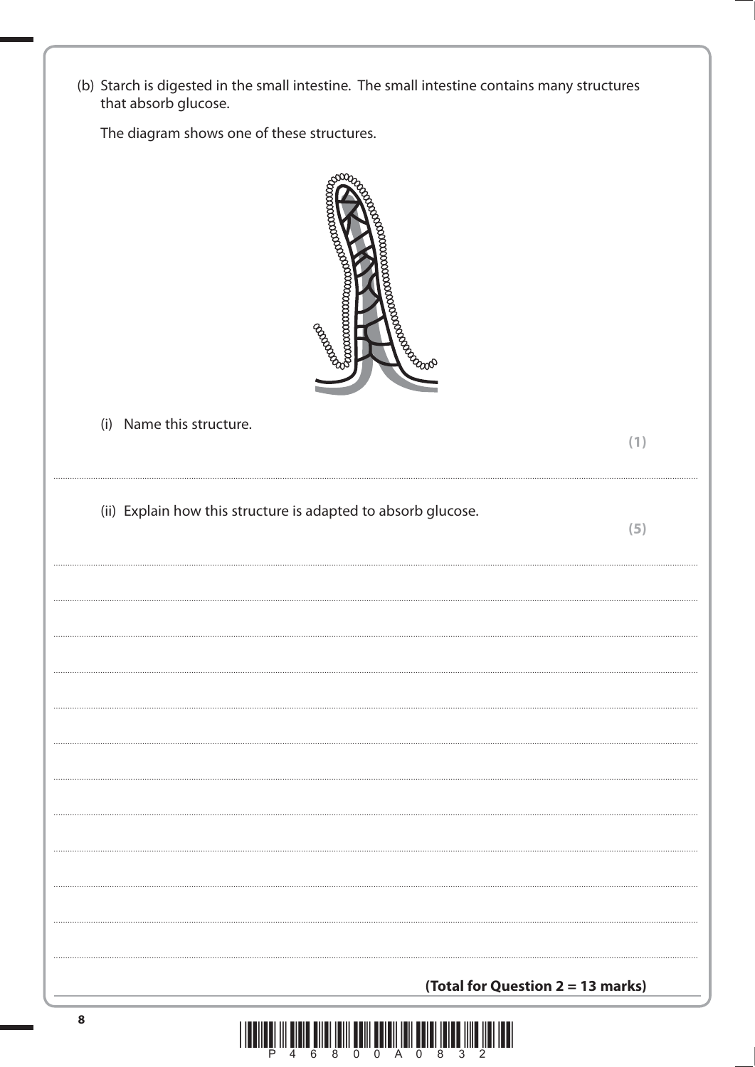(b) Starch is digested in the small intestine. The small intestine contains many structures that absorb glucose.

The diagram shows one of these structures.

(i) Name this structure.

**(1)**

..........................................................................................................................................................................................................

(ii) Explain how this structure is adapted to absorb glucose.

**(5)**

..........................................................................................................................................................................................................

..........................................................................................................................................................................................................

..........................................................................................................................................................................................................

..........................................................................................................................................................................................................

..........................................................................................................................................................................................................

..........................................................................................................................................................................................................

..........................................................................................................................................................................................................

..........................................................................................................................................................................................................

..........................................................................................................................................................................................................

..........................................................................................................................................................................................................

..........................................................................................................................................................................................................

**(Total for Question 2 = 13 marks)**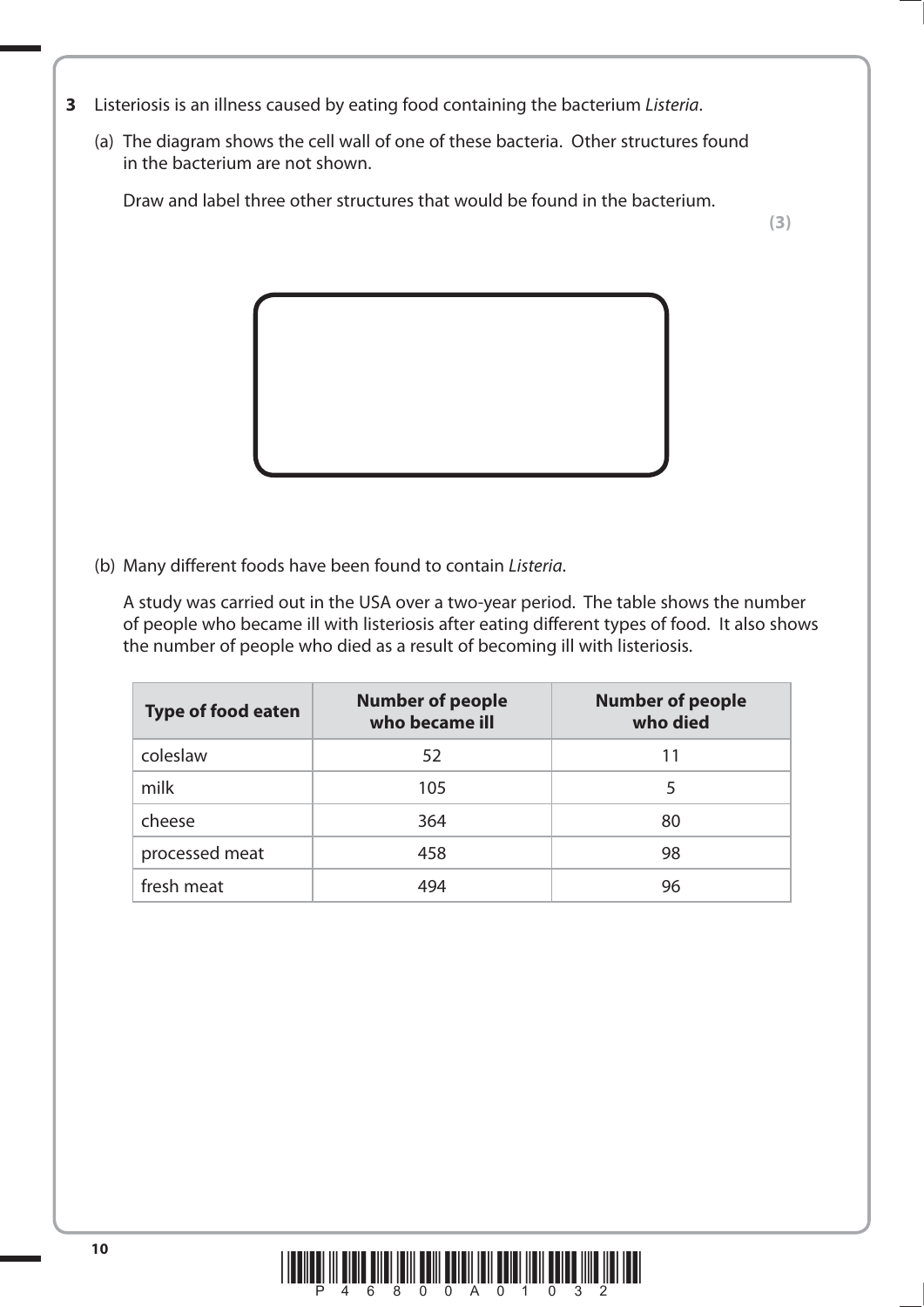**3** Listeriosis is an illness caused by eating food containing the bacterium *Listeria*.

(a) The diagram shows the cell wall of one of these bacteria. Other structures found in the bacterium are not shown.

Draw and label three other structures that would be found in the bacterium.

**(3)**

(b) Many different foods have been found to contain *Listeria*.

A study was carried out in the USA over a two-year period. The table shows the number of people who became ill with listeriosis after eating different types of food. It also shows the number of people who died as a result of becoming ill with listeriosis.

| Type of food eaten | Number of people who became ill | Number of people who died |
|---|---|---|
| coleslaw | 52 | 11 |
| milk | 105 | 5 |
| cheese | 364 | 80 |
| processed meat | 458 | 98 |
| fresh meat | 494 | 96 |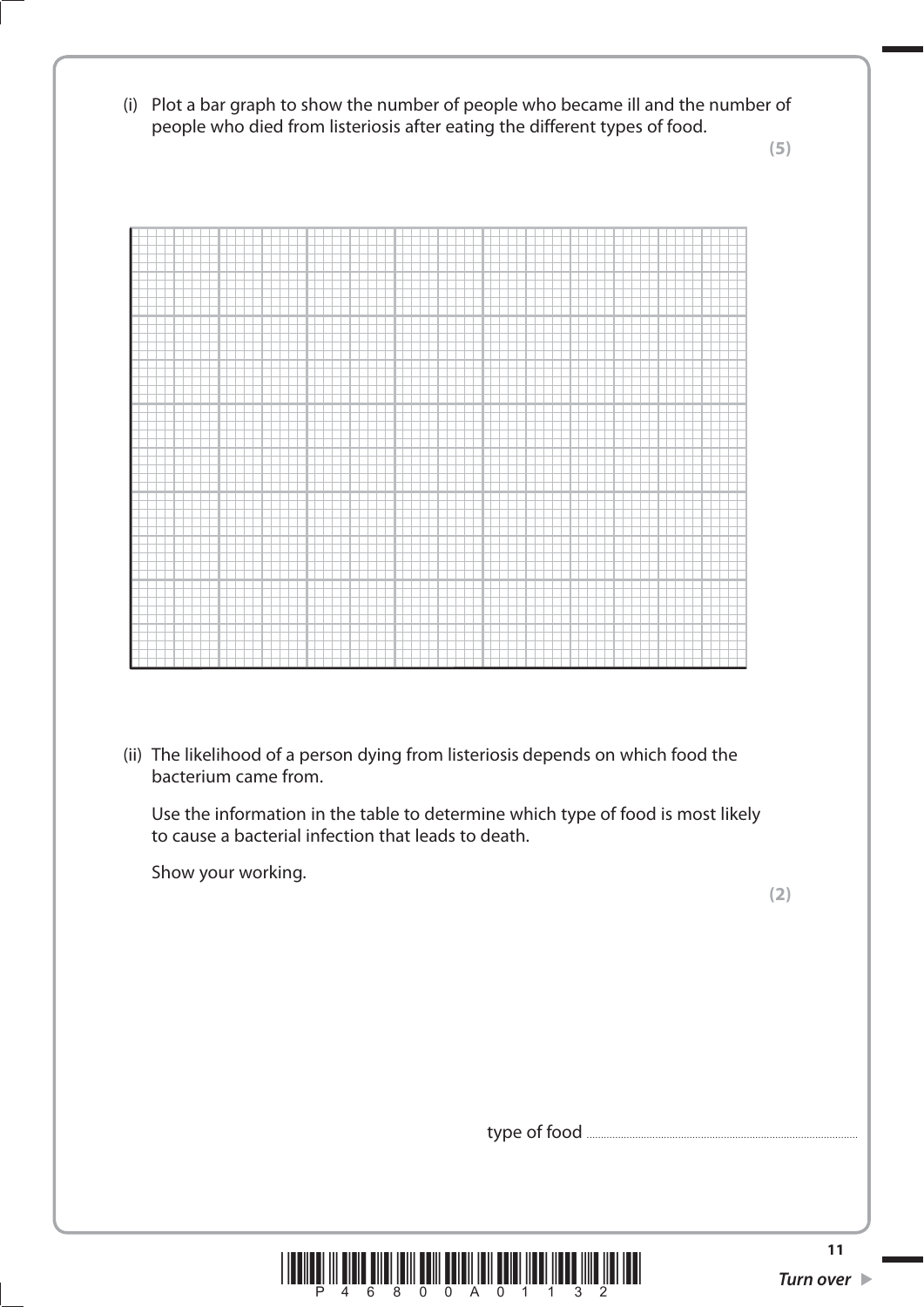(i) Plot a bar graph to show the number of people who became ill and the number of people who died from listeriosis after eating the different types of food.

**(5)**

(ii) The likelihood of a person dying from listeriosis depends on which food the bacterium came from.

Use the information in the table to determine which type of food is most likely to cause a bacterial infection that leads to death.

Show your working.

**(2)**

type of food ..............................................................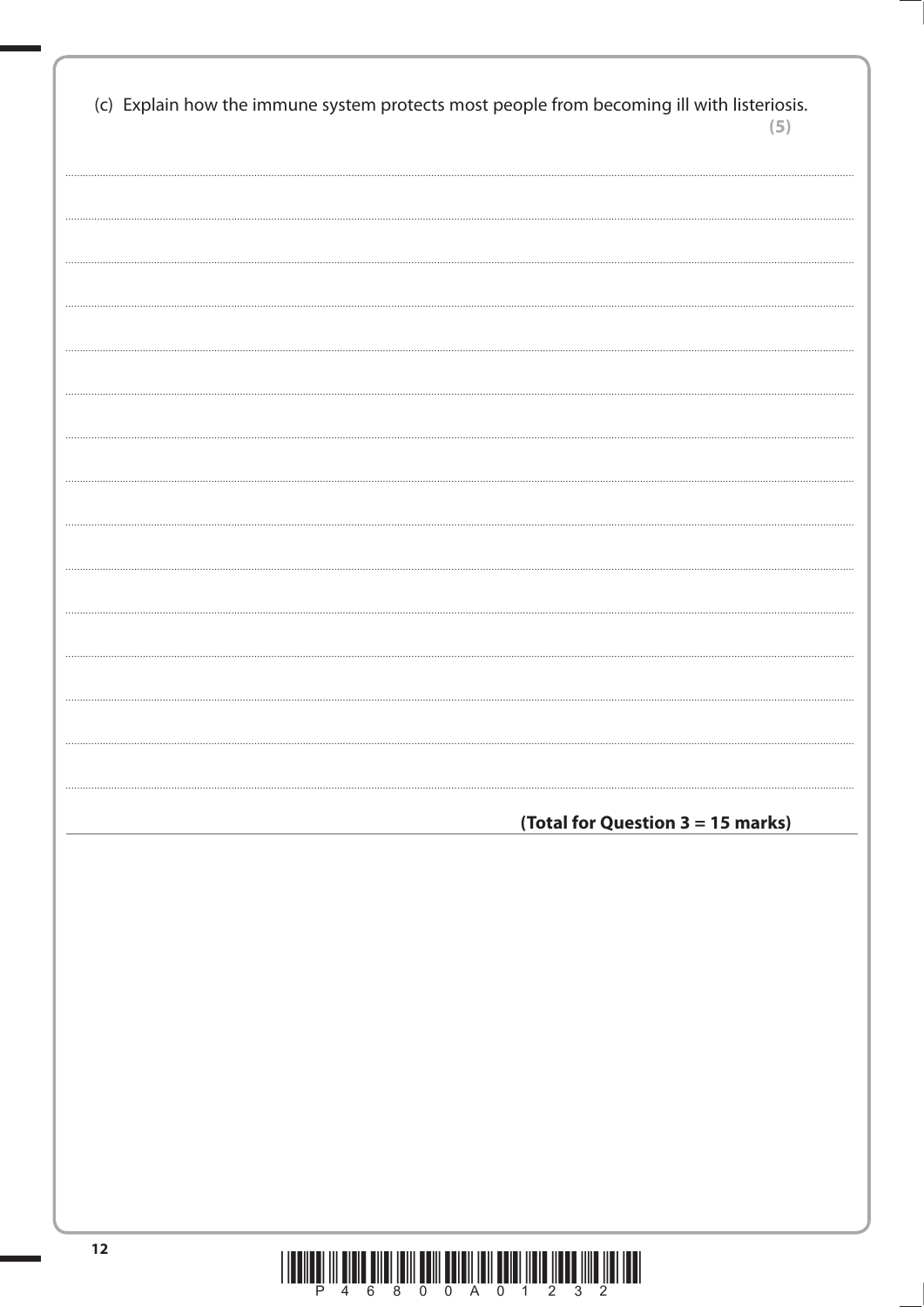(c) Explain how the immune system protects most people from becoming ill with listeriosis.
**(5)**

..............................................................................................................................................

..............................................................................................................................................

..............................................................................................................................................

..............................................................................................................................................

..............................................................................................................................................

..............................................................................................................................................

..............................................................................................................................................

..............................................................................................................................................

..............................................................................................................................................

..............................................................................................................................................

..............................................................................................................................................

..............................................................................................................................................

..............................................................................................................................................

..............................................................................................................................................

**(Total for Question 3 = 15 marks)**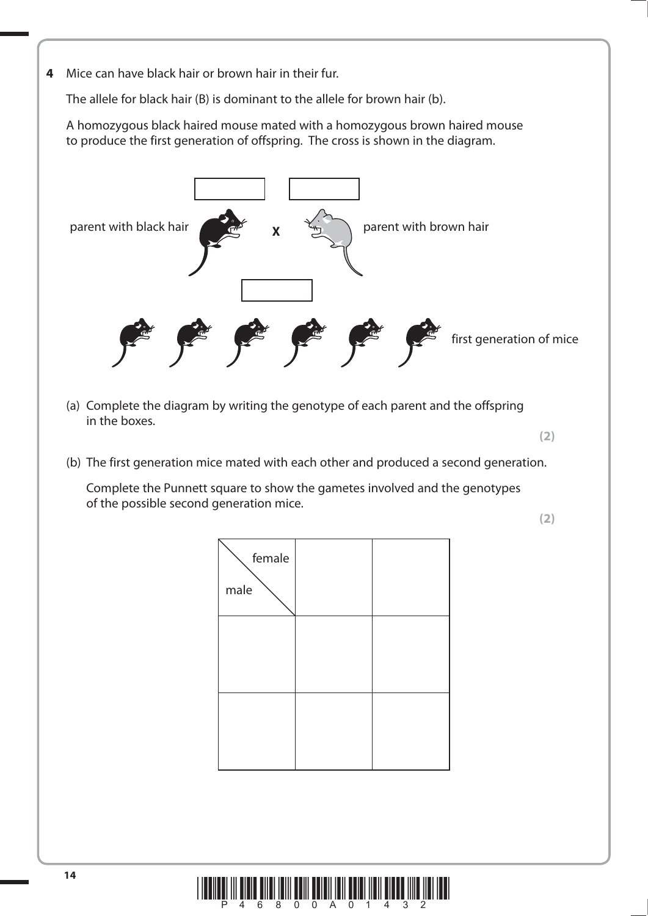**4** Mice can have black hair or brown hair in their fur.

The allele for black hair (B) is dominant to the allele for brown hair (b).

A homozygous black haired mouse mated with a homozygous brown haired mouse to produce the first generation of offspring. The cross is shown in the diagram.

parent with black hair **X** parent with brown hair

first generation of mice

(a) Complete the diagram by writing the genotype of each parent and the offspring in the boxes.

**(2)**

(b) The first generation mice mated with each other and produced a second generation.

Complete the Punnett square to show the gametes involved and the genotypes of the possible second generation mice.

**(2)**

| female / male | | |
|---|---|---|
| | | |
| | | |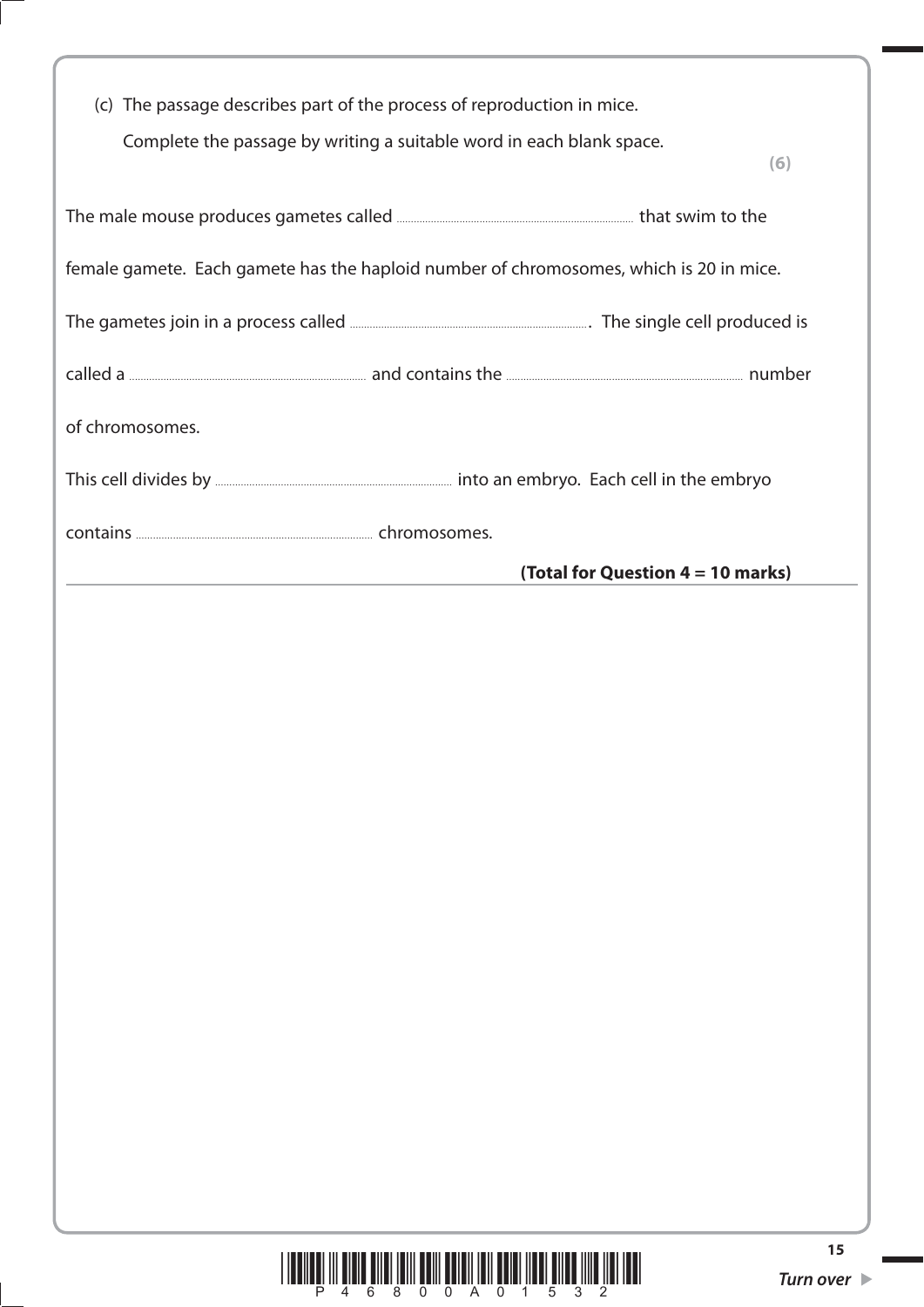(c) The passage describes part of the process of reproduction in mice.

Complete the passage by writing a suitable word in each blank space.

**(6)**

The male mouse produces gametes called .................................................. that swim to the female gamete. Each gamete has the haploid number of chromosomes, which is 20 in mice.

The gametes join in a process called ................................................... The single cell produced is called a .................................................. and contains the .................................................. number of chromosomes.

This cell divides by .................................................. into an embryo. Each cell in the embryo contains .................................................. chromosomes.

**(Total for Question 4 = 10 marks)**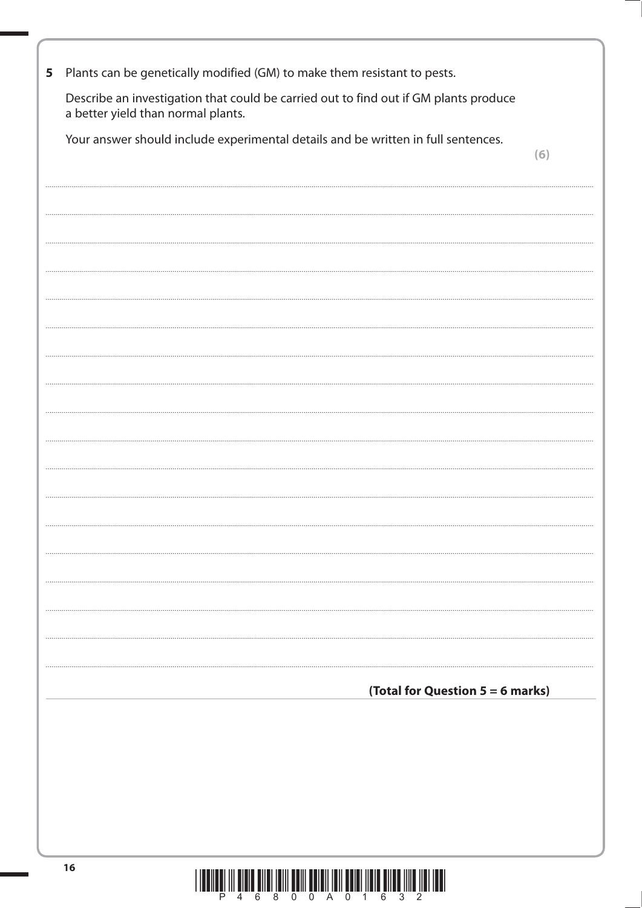**5** Plants can be genetically modified (GM) to make them resistant to pests.

Describe an investigation that could be carried out to find out if GM plants produce a better yield than normal plants.

Your answer should include experimental details and be written in full sentences.

**(6)**

**(Total for Question 5 = 6 marks)**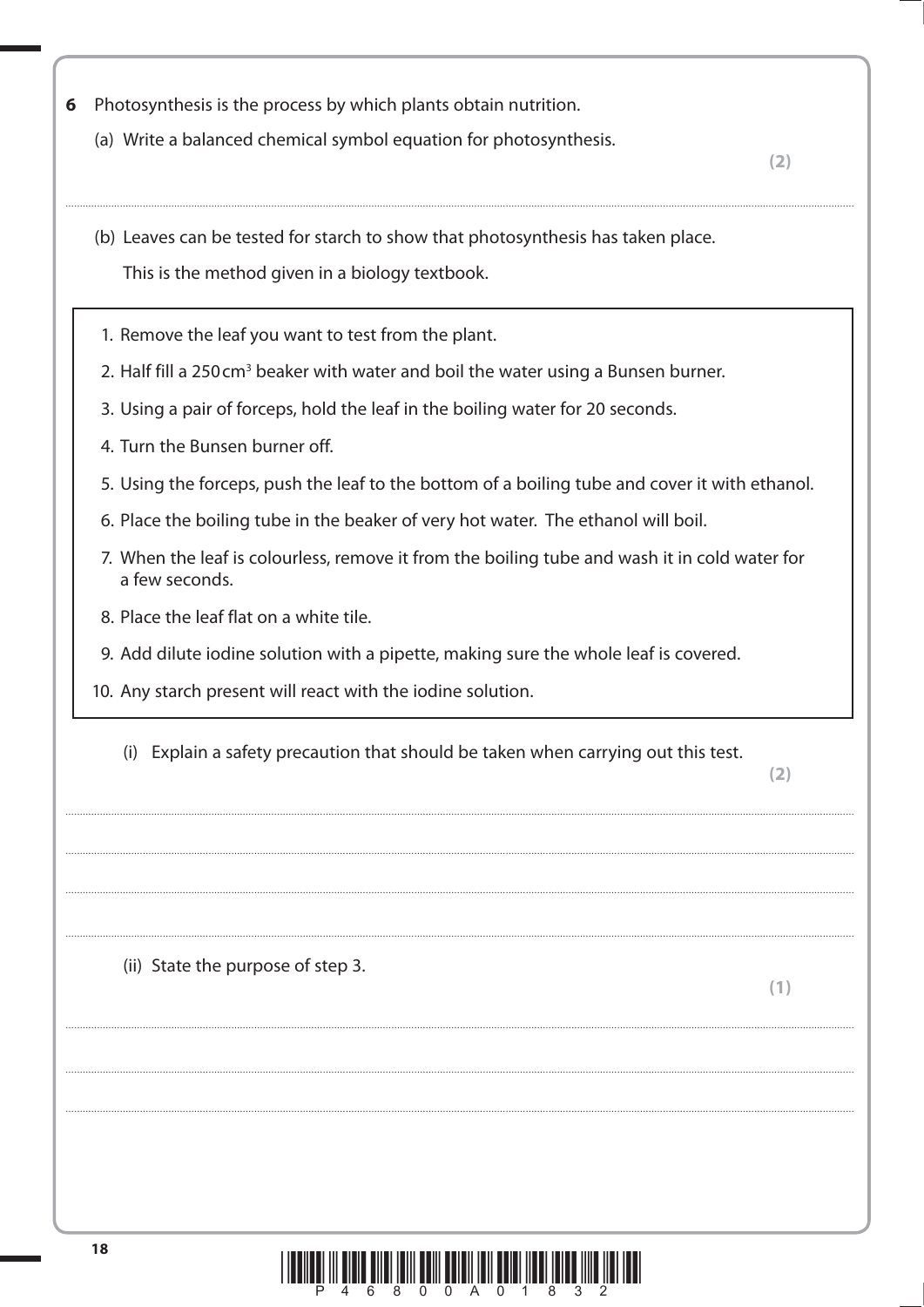**6** Photosynthesis is the process by which plants obtain nutrition.

(a) Write a balanced chemical symbol equation for photosynthesis.

**(2)**

.......................................................................................................................................................................................

(b) Leaves can be tested for starch to show that photosynthesis has taken place.

This is the method given in a biology textbook.

1. Remove the leaf you want to test from the plant.
2. Half fill a 250 $cm^3$ beaker with water and boil the water using a Bunsen burner.
3. Using a pair of forceps, hold the leaf in the boiling water for 20 seconds.
4. Turn the Bunsen burner off.
5. Using the forceps, push the leaf to the bottom of a boiling tube and cover it with ethanol.
6. Place the boiling tube in the beaker of very hot water. The ethanol will boil.
7. When the leaf is colourless, remove it from the boiling tube and wash it in cold water for a few seconds.
8. Place the leaf flat on a white tile.
9. Add dilute iodine solution with a pipette, making sure the whole leaf is covered.
10. Any starch present will react with the iodine solution.

(i) Explain a safety precaution that should be taken when carrying out this test.

**(2)**

.......................................................................................................................................................................................

.......................................................................................................................................................................................

.......................................................................................................................................................................................

.......................................................................................................................................................................................

(ii) State the purpose of step 3.

**(1)**

.......................................................................................................................................................................................

.......................................................................................................................................................................................

.......................................................................................................................................................................................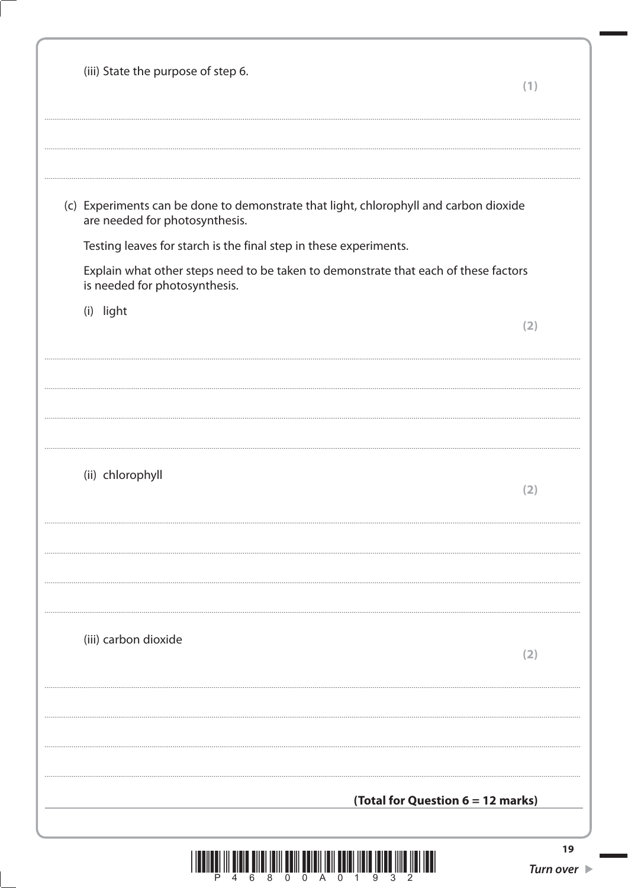(iii) State the purpose of step 6.

**(1)**

..................................................................................................................................................................................

..................................................................................................................................................................................

..................................................................................................................................................................................

(c) Experiments can be done to demonstrate that light, chlorophyll and carbon dioxide are needed for photosynthesis.

Testing leaves for starch is the final step in these experiments.

Explain what other steps need to be taken to demonstrate that each of these factors is needed for photosynthesis.

(i) light

**(2)**

..................................................................................................................................................................................

..................................................................................................................................................................................

..................................................................................................................................................................................

..................................................................................................................................................................................

(ii) chlorophyll

**(2)**

..................................................................................................................................................................................

..................................................................................................................................................................................

..................................................................................................................................................................................

..................................................................................................................................................................................

(iii) carbon dioxide

**(2)**

..................................................................................................................................................................................

..................................................................................................................................................................................

..................................................................................................................................................................................

..................................................................................................................................................................................

**(Total for Question 6 = 12 marks)**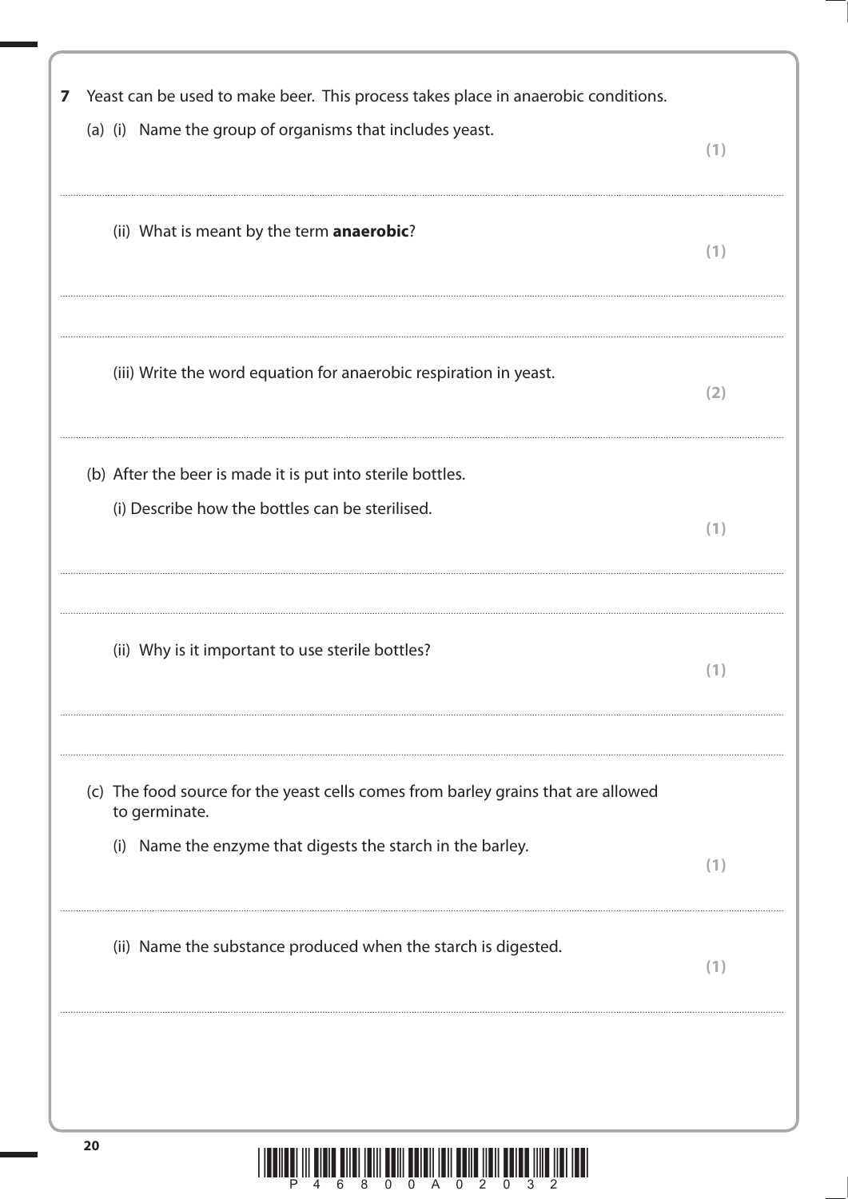**7** Yeast can be used to make beer. This process takes place in anaerobic conditions.

(a) (i) Name the group of organisms that includes yeast. **(1)**

..............................................................................................................................................

(ii) What is meant by the term **anaerobic**? **(1)**

..............................................................................................................................................

..............................................................................................................................................

(iii) Write the word equation for anaerobic respiration in yeast. **(2)**

..............................................................................................................................................

(b) After the beer is made it is put into sterile bottles.

(i) Describe how the bottles can be sterilised. **(1)**

..............................................................................................................................................

..............................................................................................................................................

(ii) Why is it important to use sterile bottles? **(1)**

..............................................................................................................................................

..............................................................................................................................................

(c) The food source for the yeast cells comes from barley grains that are allowed to germinate.

(i) Name the enzyme that digests the starch in the barley. **(1)**

..............................................................................................................................................

(ii) Name the substance produced when the starch is digested. **(1)**

..............................................................................................................................................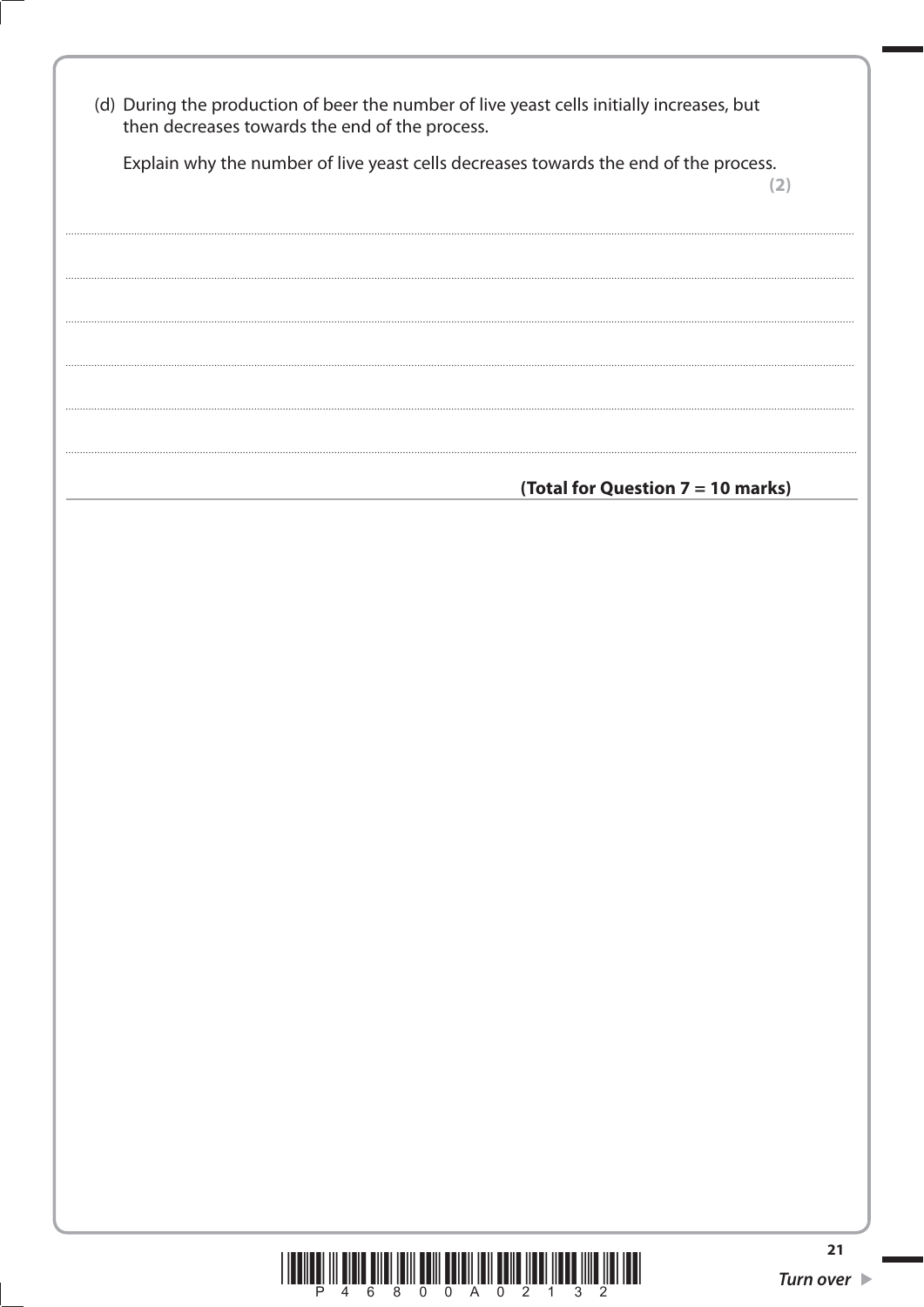(d) During the production of beer the number of live yeast cells initially increases, but then decreases towards the end of the process.

Explain why the number of live yeast cells decreases towards the end of the process.

**(2)**

.......................................................................................................................................................................................

.......................................................................................................................................................................................

.......................................................................................................................................................................................

.......................................................................................................................................................................................

.......................................................................................................................................................................................

.......................................................................................................................................................................................

**(Total for Question 7 = 10 marks)**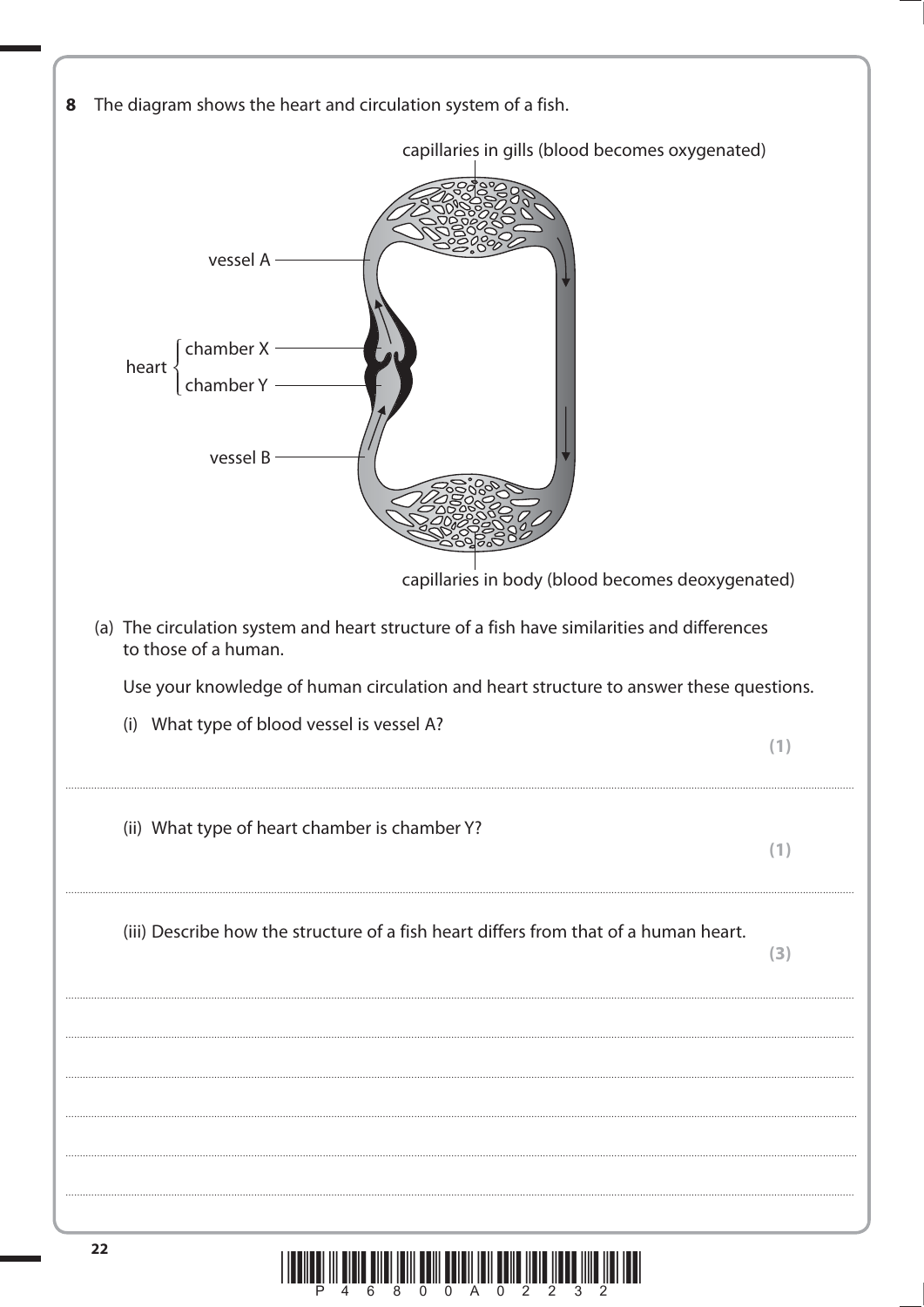**8** The diagram shows the heart and circulation system of a fish.

capillaries in gills (blood becomes oxygenated)

vessel A

heart { chamber X, chamber Y }

vessel B

capillaries in body (blood becomes deoxygenated)

(a) The circulation system and heart structure of a fish have similarities and differences to those of a human.

Use your knowledge of human circulation and heart structure to answer these questions.

(i) What type of blood vessel is vessel A?

**(1)**

..............................................................................................................................................

(ii) What type of heart chamber is chamber Y?

**(1)**

..............................................................................................................................................

(iii) Describe how the structure of a fish heart differs from that of a human heart.

**(3)**

..............................................................................................................................................

..............................................................................................................................................

..............................................................................................................................................

..............................................................................................................................................

..............................................................................................................................................

..............................................................................................................................................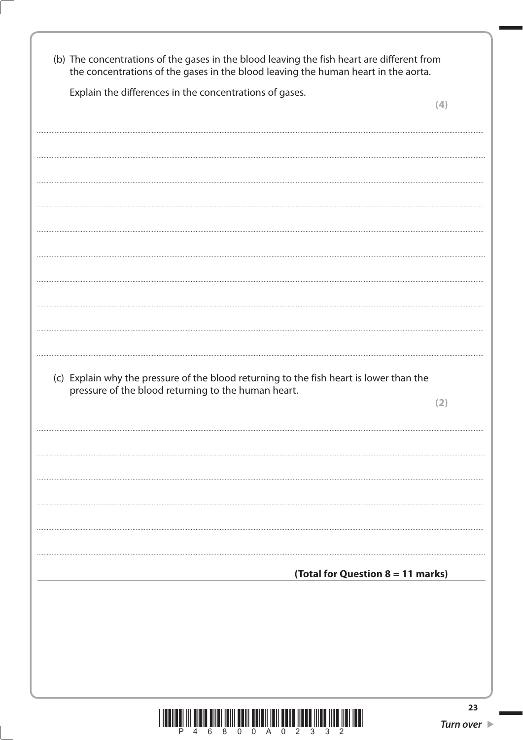(b) The concentrations of the gases in the blood leaving the fish heart are different from the concentrations of the gases in the blood leaving the human heart in the aorta.

Explain the differences in the concentrations of gases.

**(4)**

(c) Explain why the pressure of the blood returning to the fish heart is lower than the pressure of the blood returning to the human heart.

**(2)**

**(Total for Question 8 = 11 marks)**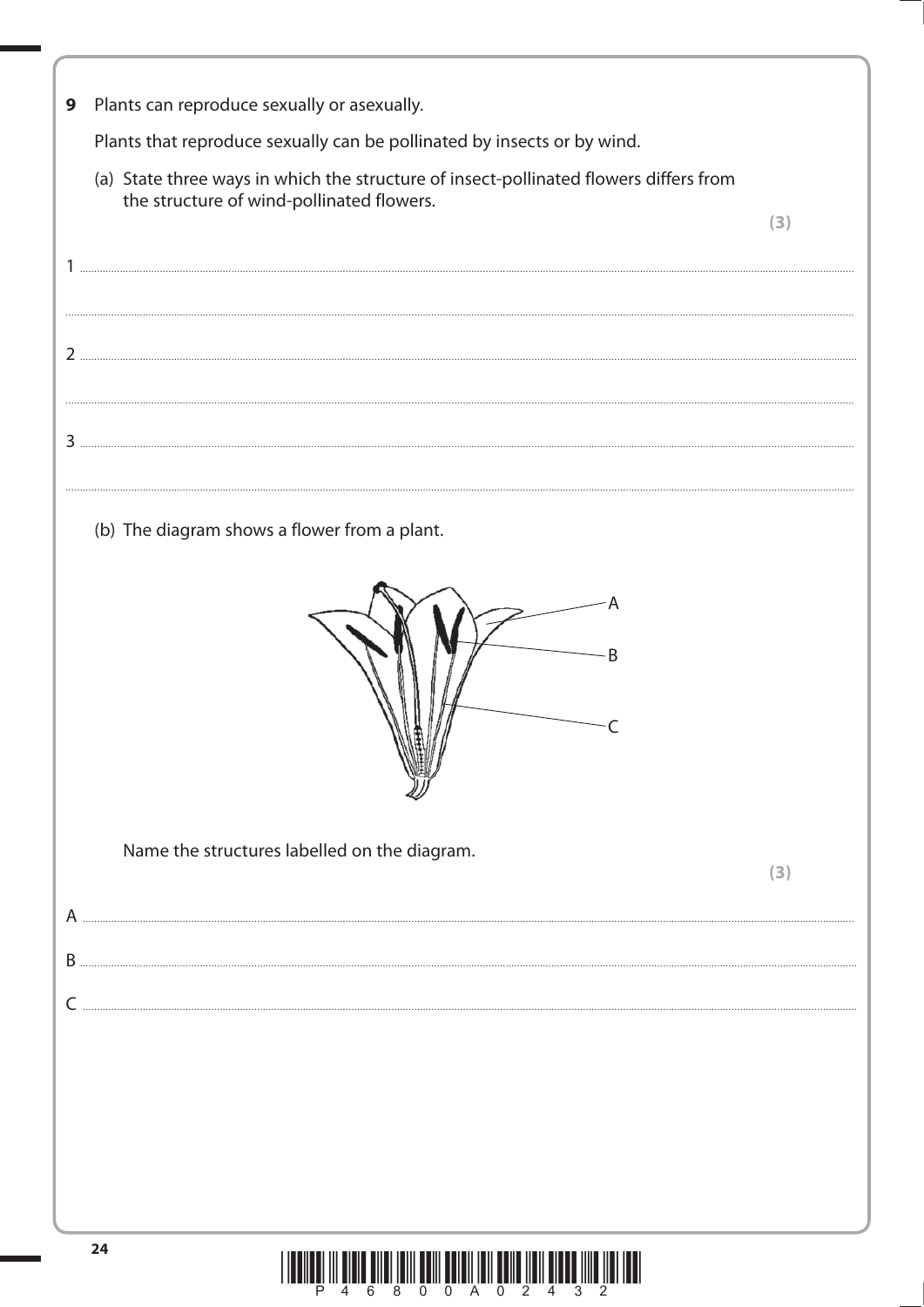**9** Plants can reproduce sexually or asexually.

Plants that reproduce sexually can be pollinated by insects or by wind.

(a) State three ways in which the structure of insect-pollinated flowers differs from the structure of wind-pollinated flowers.

**(3)**

1 ..............................................................................................................................................................................

..............................................................................................................................................................................

2 ..............................................................................................................................................................................

..............................................................................................................................................................................

3 ..............................................................................................................................................................................

..............................................................................................................................................................................

(b) The diagram shows a flower from a plant.

A

B

C

Name the structures labelled on the diagram.

**(3)**

A ..............................................................................................................................................................................

B ..............................................................................................................................................................................

C ..............................................................................................................................................................................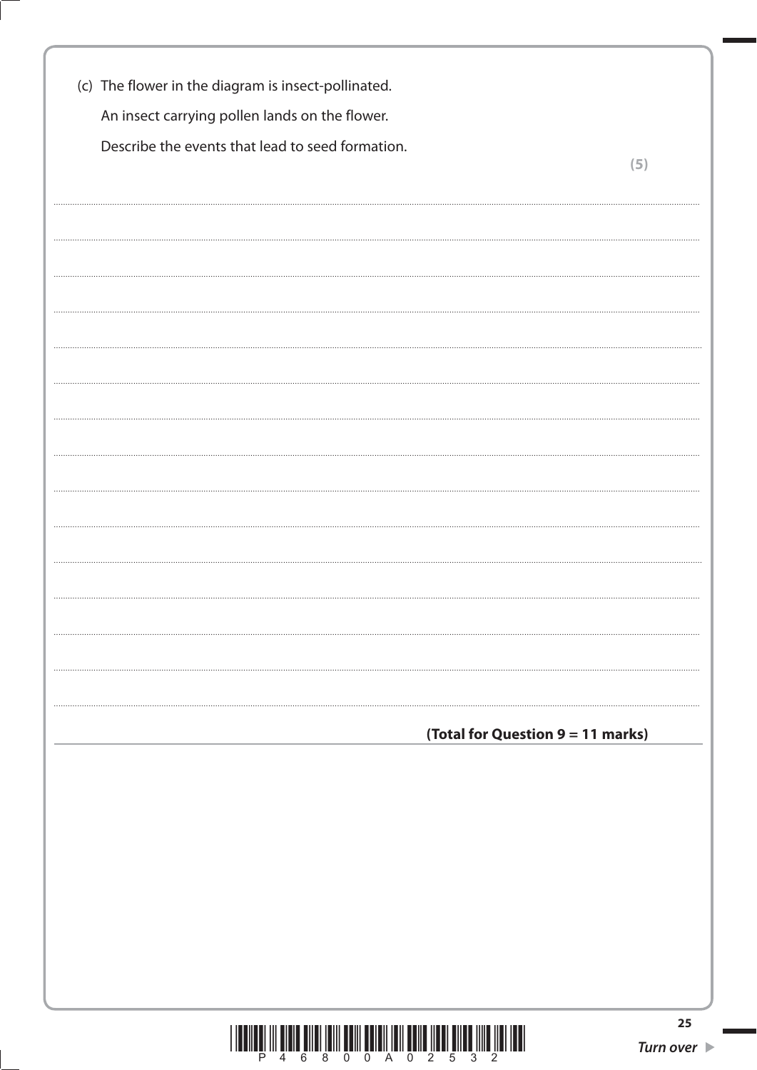(c) The flower in the diagram is insect-pollinated.

An insect carrying pollen lands on the flower.

Describe the events that lead to seed formation.

**(5)**

..............................................................................................................................................

..............................................................................................................................................

..............................................................................................................................................

..............................................................................................................................................

..............................................................................................................................................

..............................................................................................................................................

..............................................................................................................................................

..............................................................................................................................................

..............................................................................................................................................

..............................................................................................................................................

..............................................................................................................................................

..............................................................................................................................................

..............................................................................................................................................

..............................................................................................................................................

**(Total for Question 9 = 11 marks)**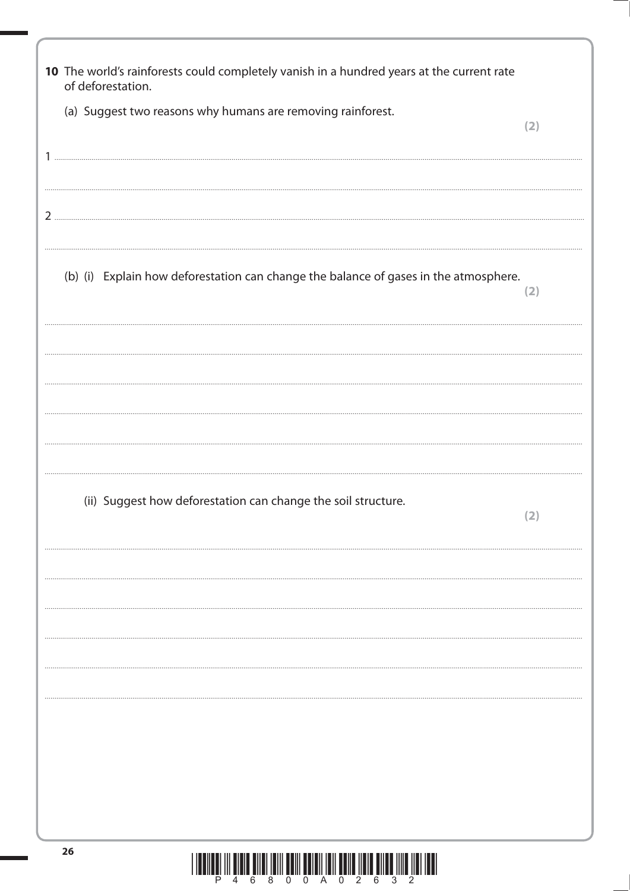**10** The world's rainforests could completely vanish in a hundred years at the current rate of deforestation.

(a) Suggest two reasons why humans are removing rainforest.

**(2)**

1 ..............................................................................................................................................

..............................................................................................................................................

2 ..............................................................................................................................................

..............................................................................................................................................

(b) (i) Explain how deforestation can change the balance of gases in the atmosphere.

**(2)**

..............................................................................................................................................

..............................................................................................................................................

..............................................................................................................................................

..............................................................................................................................................

..............................................................................................................................................

..............................................................................................................................................

(ii) Suggest how deforestation can change the soil structure.

**(2)**

..............................................................................................................................................

..............................................................................................................................................

..............................................................................................................................................

..............................................................................................................................................

..............................................................................................................................................

..............................................................................................................................................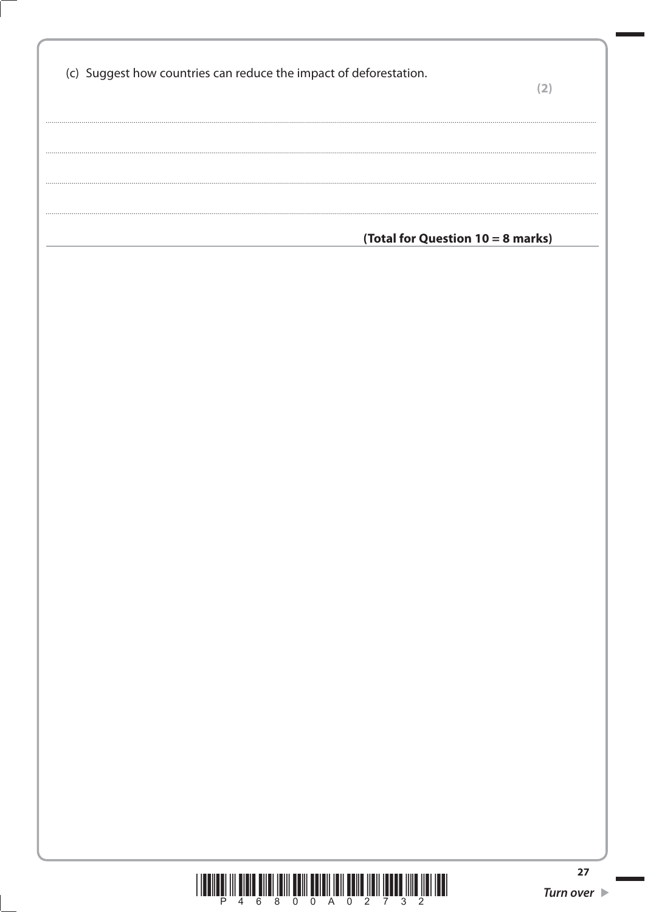(c) Suggest how countries can reduce the impact of deforestation.

**(2)**

..............................................................................................................................................

..............................................................................................................................................

..............................................................................................................................................

..............................................................................................................................................

**(Total for Question 10 = 8 marks)**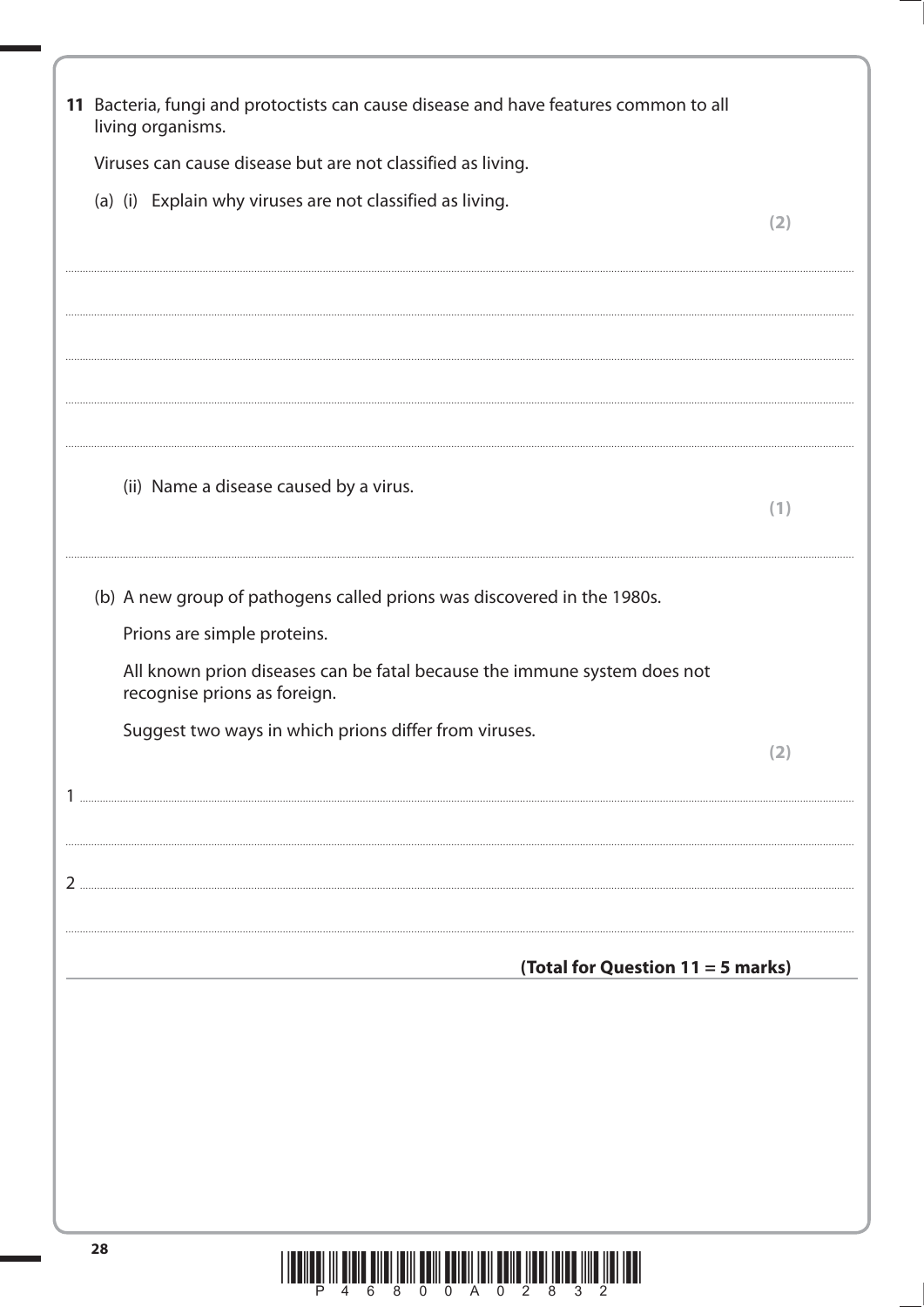**11** Bacteria, fungi and protoctists can cause disease and have features common to all living organisms.

Viruses can cause disease but are not classified as living.

(a) (i) Explain why viruses are not classified as living.

**(2)**

.......................................................................................................................................................................................

.......................................................................................................................................................................................

.......................................................................................................................................................................................

.......................................................................................................................................................................................

(ii) Name a disease caused by a virus.

**(1)**

.......................................................................................................................................................................................

(b) A new group of pathogens called prions was discovered in the 1980s.

Prions are simple proteins.

All known prion diseases can be fatal because the immune system does not recognise prions as foreign.

Suggest two ways in which prions differ from viruses.

**(2)**

1 .....................................................................................................................................................................................

.......................................................................................................................................................................................

2 .....................................................................................................................................................................................

.......................................................................................................................................................................................

**(Total for Question 11 = 5 marks)**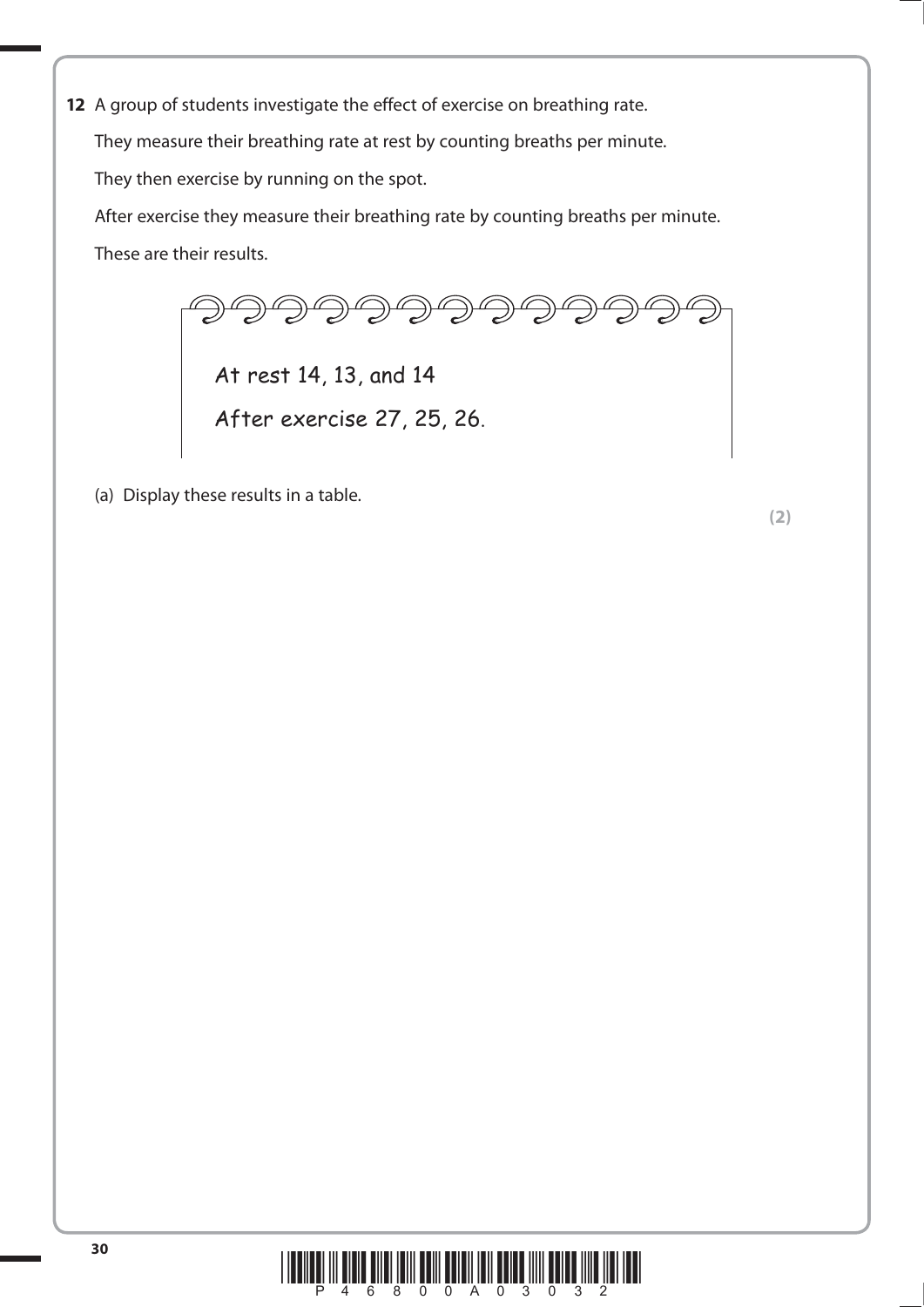**12** A group of students investigate the effect of exercise on breathing rate.

They measure their breathing rate at rest by counting breaths per minute.

They then exercise by running on the spot.

After exercise they measure their breathing rate by counting breaths per minute.

These are their results.

At rest 14, 13, and 14

After exercise 27, 25, 26.

(a) Display these results in a table.

**(2)**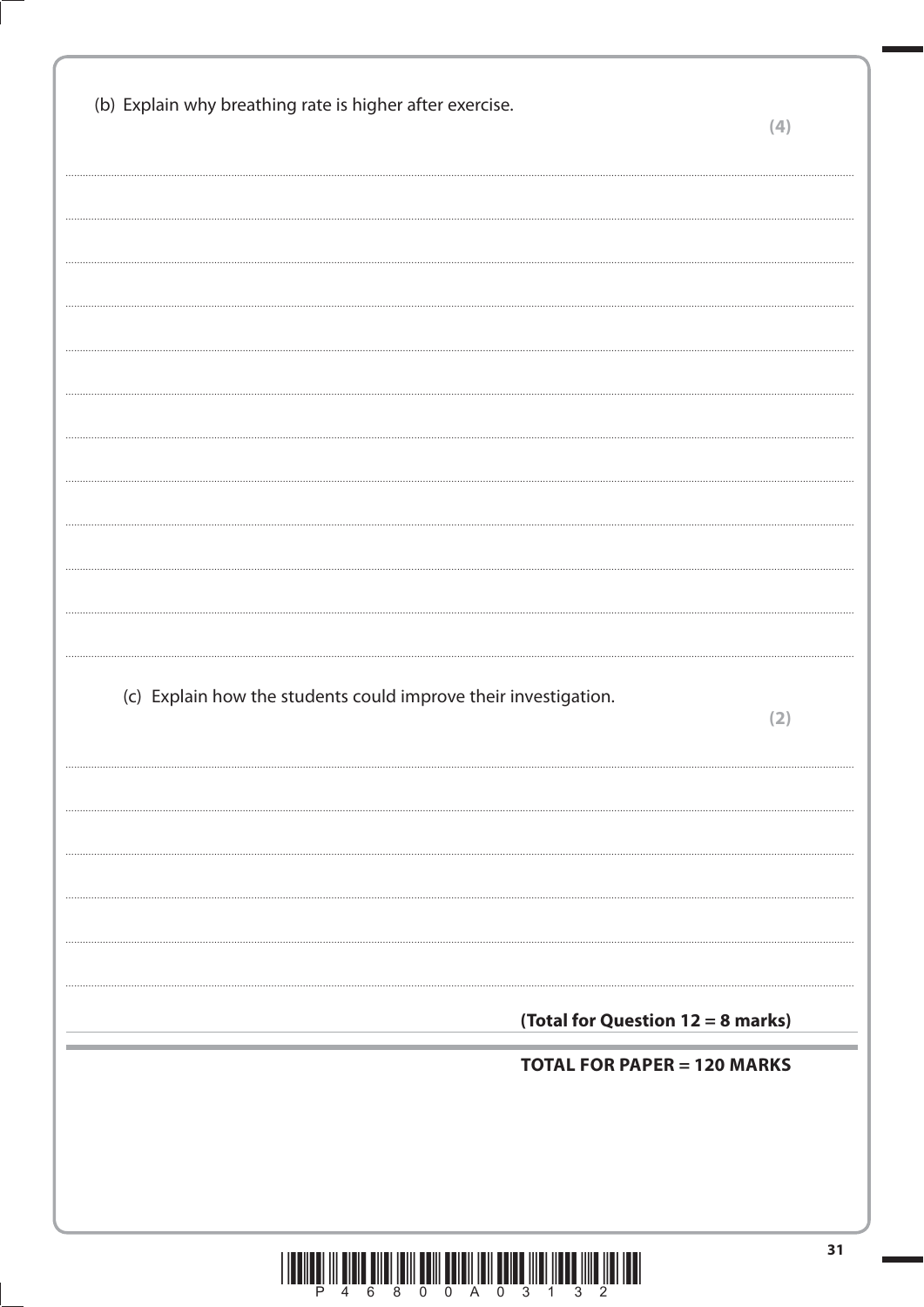(b) Explain why breathing rate is higher after exercise.

**(4)**

.......................................................................................................................................................................................................................

.......................................................................................................................................................................................................................

.......................................................................................................................................................................................................................

.......................................................................................................................................................................................................................

.......................................................................................................................................................................................................................

.......................................................................................................................................................................................................................

.......................................................................................................................................................................................................................

.......................................................................................................................................................................................................................

.......................................................................................................................................................................................................................

.......................................................................................................................................................................................................................

.......................................................................................................................................................................................................................

(c) Explain how the students could improve their investigation.

**(2)**

.......................................................................................................................................................................................................................

.......................................................................................................................................................................................................................

.......................................................................................................................................................................................................................

.......................................................................................................................................................................................................................

.......................................................................................................................................................................................................................

.......................................................................................................................................................................................................................

**(Total for Question 12 = 8 marks)**

**TOTAL FOR PAPER = 120 MARKS**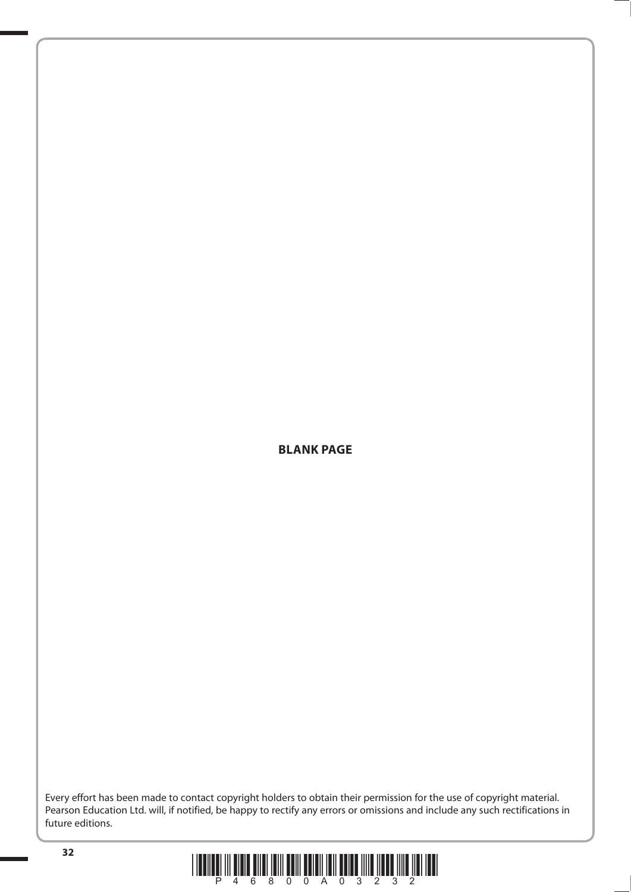**BLANK PAGE**

Every effort has been made to contact copyright holders to obtain their permission for the use of copyright material. Pearson Education Ltd. will, if notified, be happy to rectify any errors or omissions and include any such rectifications in future editions.